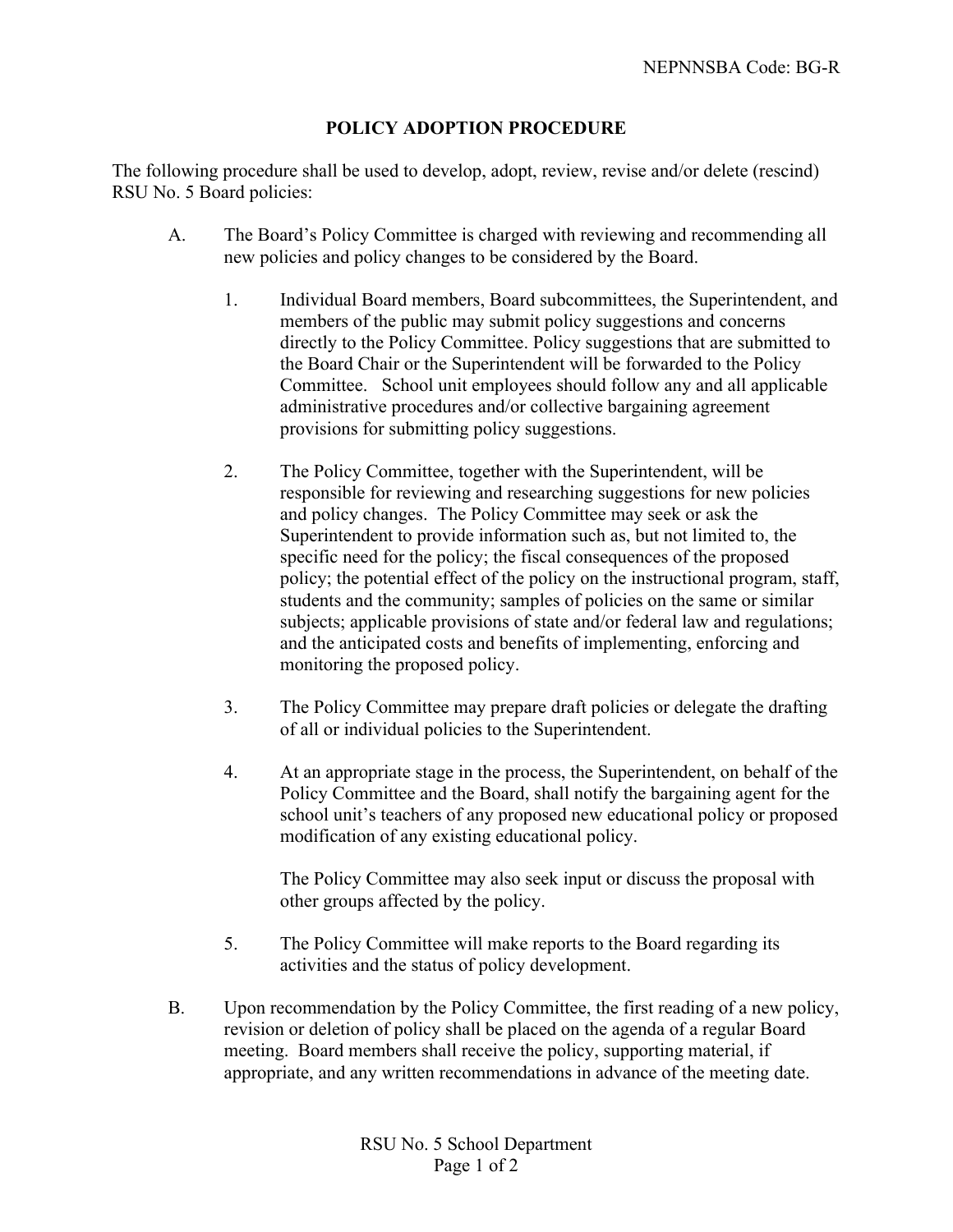NEPNNSBA Code: BG-R

# POLICY ADOPTION PROCEDURE

The following procedure shall be used to develop, adopt, review, revise and/or delete (rescind) RSU No. 5 Board policies:

A. The Board's Policy Committee is charged with reviewing and recommending all new policies and policy changes to be considered by the Board.

   1. Individual Board members, Board subcommittees, the Superintendent, and members of the public may submit policy suggestions and concerns directly to the Policy Committee. Policy suggestions that are submitted to the Board Chair or the Superintendent will be forwarded to the Policy Committee. School unit employees should follow any and all applicable administrative procedures and/or collective bargaining agreement provisions for submitting policy suggestions.

   2. The Policy Committee, together with the Superintendent, will be responsible for reviewing and researching suggestions for new policies and policy changes. The Policy Committee may seek or ask the Superintendent to provide information such as, but not limited to, the specific need for the policy; the fiscal consequences of the proposed policy; the potential effect of the policy on the instructional program, staff, students and the community; samples of policies on the same or similar subjects; applicable provisions of state and/or federal law and regulations; and the anticipated costs and benefits of implementing, enforcing and monitoring the proposed policy.

   3. The Policy Committee may prepare draft policies or delegate the drafting of all or individual policies to the Superintendent.

   4. At an appropriate stage in the process, the Superintendent, on behalf of the Policy Committee and the Board, shall notify the bargaining agent for the school unit's teachers of any proposed new educational policy or proposed modification of any existing educational policy.

      The Policy Committee may also seek input or discuss the proposal with other groups affected by the policy.

   5. The Policy Committee will make reports to the Board regarding its activities and the status of policy development.

B. Upon recommendation by the Policy Committee, the first reading of a new policy, revision or deletion of policy shall be placed on the agenda of a regular Board meeting. Board members shall receive the policy, supporting material, if appropriate, and any written recommendations in advance of the meeting date.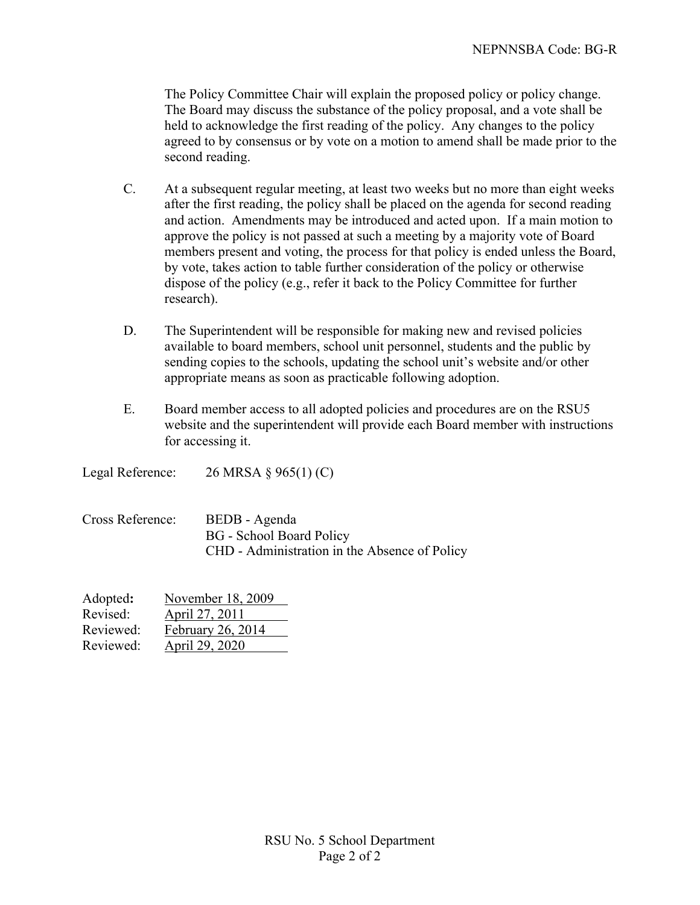The Policy Committee Chair will explain the proposed policy or policy change. The Board may discuss the substance of the policy proposal, and a vote shall be held to acknowledge the first reading of the policy. Any changes to the policy agreed to by consensus or by vote on a motion to amend shall be made prior to the second reading.

C. At a subsequent regular meeting, at least two weeks but no more than eight weeks after the first reading, the policy shall be placed on the agenda for second reading and action. Amendments may be introduced and acted upon. If a main motion to approve the policy is not passed at such a meeting by a majority vote of Board members present and voting, the process for that policy is ended unless the Board, by vote, takes action to table further consideration of the policy or otherwise dispose of the policy (e.g., refer it back to the Policy Committee for further research).

D. The Superintendent will be responsible for making new and revised policies available to board members, school unit personnel, students and the public by sending copies to the schools, updating the school unit's website and/or other appropriate means as soon as practicable following adoption.

E. Board member access to all adopted policies and procedures are on the RSU5 website and the superintendent will provide each Board member with instructions for accessing it.

Legal Reference: 26 MRSA § 965(1) (C)

Cross Reference: BEDB - Agenda
BG - School Board Policy
CHD - Administration in the Absence of Policy

Adopted: November 18, 2009
Revised: April 27, 2011
Reviewed: February 26, 2014
Reviewed: April 29, 2020